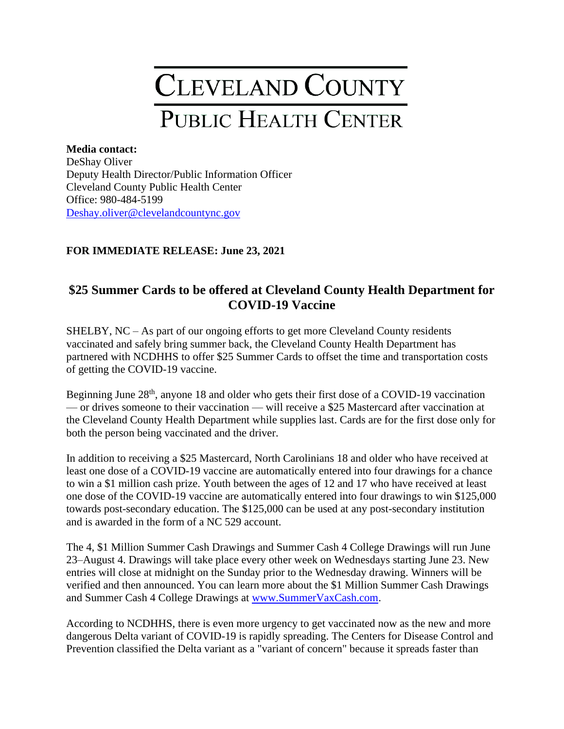# CLEVELAND COUNTY

## PUBLIC HEALTH CENTER

**Media contact:**
DeShay Oliver
Deputy Health Director/Public Information Officer
Cleveland County Public Health Center
Office: 980-484-5199
Deshay.oliver@clevelandcountync.gov

**FOR IMMEDIATE RELEASE: June 23, 2021**

## $25 Summer Cards to be offered at Cleveland County Health Department for COVID-19 Vaccine

SHELBY, NC – As part of our ongoing efforts to get more Cleveland County residents vaccinated and safely bring summer back, the Cleveland County Health Department has partnered with NCDHHS to offer $25 Summer Cards to offset the time and transportation costs of getting the COVID-19 vaccine.

Beginning June 28th, anyone 18 and older who gets their first dose of a COVID-19 vaccination — or drives someone to their vaccination — will receive a $25 Mastercard after vaccination at the Cleveland County Health Department while supplies last. Cards are for the first dose only for both the person being vaccinated and the driver.

In addition to receiving a $25 Mastercard, North Carolinians 18 and older who have received at least one dose of a COVID-19 vaccine are automatically entered into four drawings for a chance to win a $1 million cash prize. Youth between the ages of 12 and 17 who have received at least one dose of the COVID-19 vaccine are automatically entered into four drawings to win $125,000 towards post-secondary education. The $125,000 can be used at any post-secondary institution and is awarded in the form of a NC 529 account.

The 4, $1 Million Summer Cash Drawings and Summer Cash 4 College Drawings will run June 23–August 4. Drawings will take place every other week on Wednesdays starting June 23. New entries will close at midnight on the Sunday prior to the Wednesday drawing. Winners will be verified and then announced. You can learn more about the $1 Million Summer Cash Drawings and Summer Cash 4 College Drawings at www.SummerVaxCash.com.

According to NCDHHS, there is even more urgency to get vaccinated now as the new and more dangerous Delta variant of COVID-19 is rapidly spreading. The Centers for Disease Control and Prevention classified the Delta variant as a "variant of concern" because it spreads faster than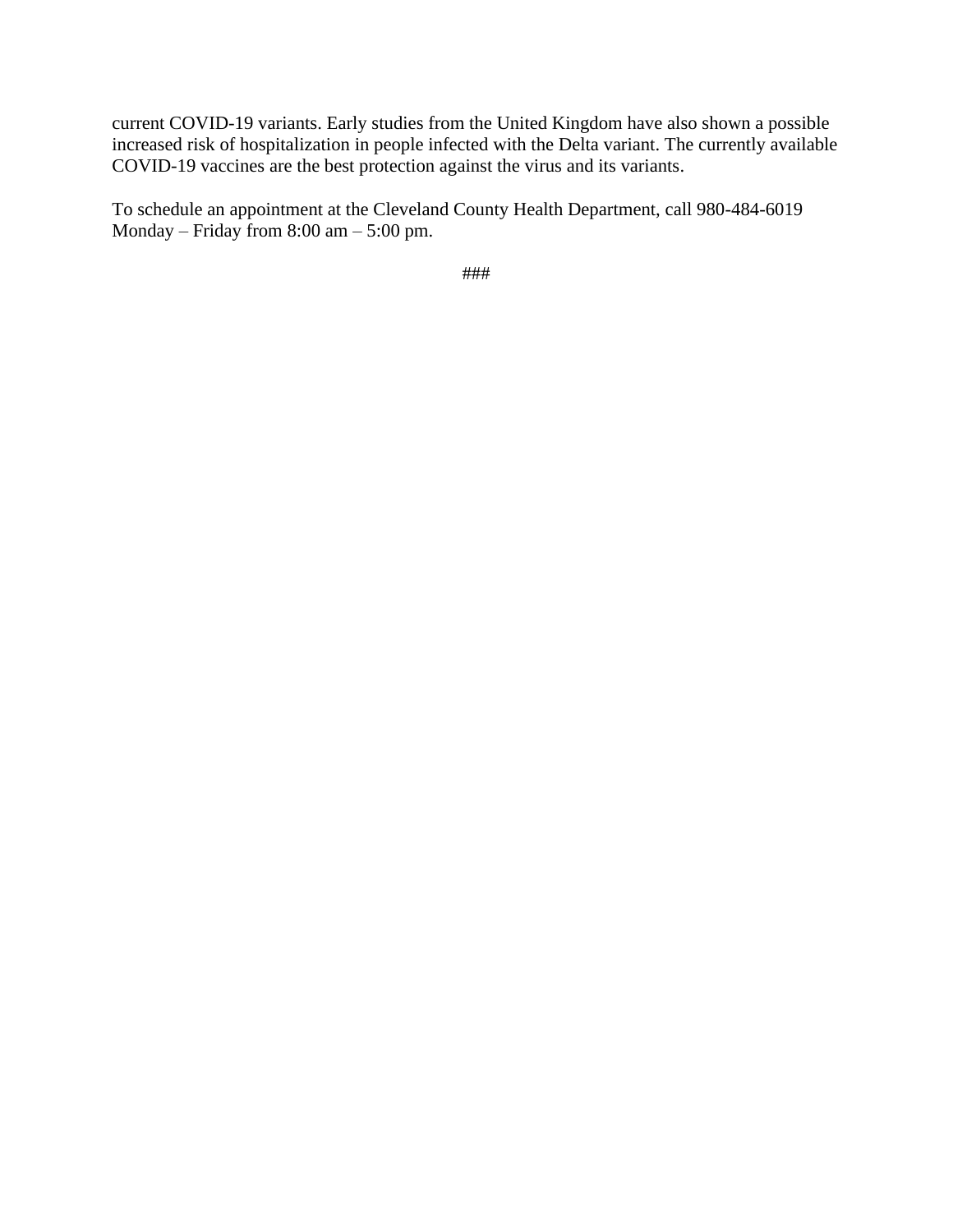current COVID-19 variants. Early studies from the United Kingdom have also shown a possible increased risk of hospitalization in people infected with the Delta variant. The currently available COVID-19 vaccines are the best protection against the virus and its variants.

To schedule an appointment at the Cleveland County Health Department, call 980-484-6019 Monday – Friday from 8:00 am – 5:00 pm.

###